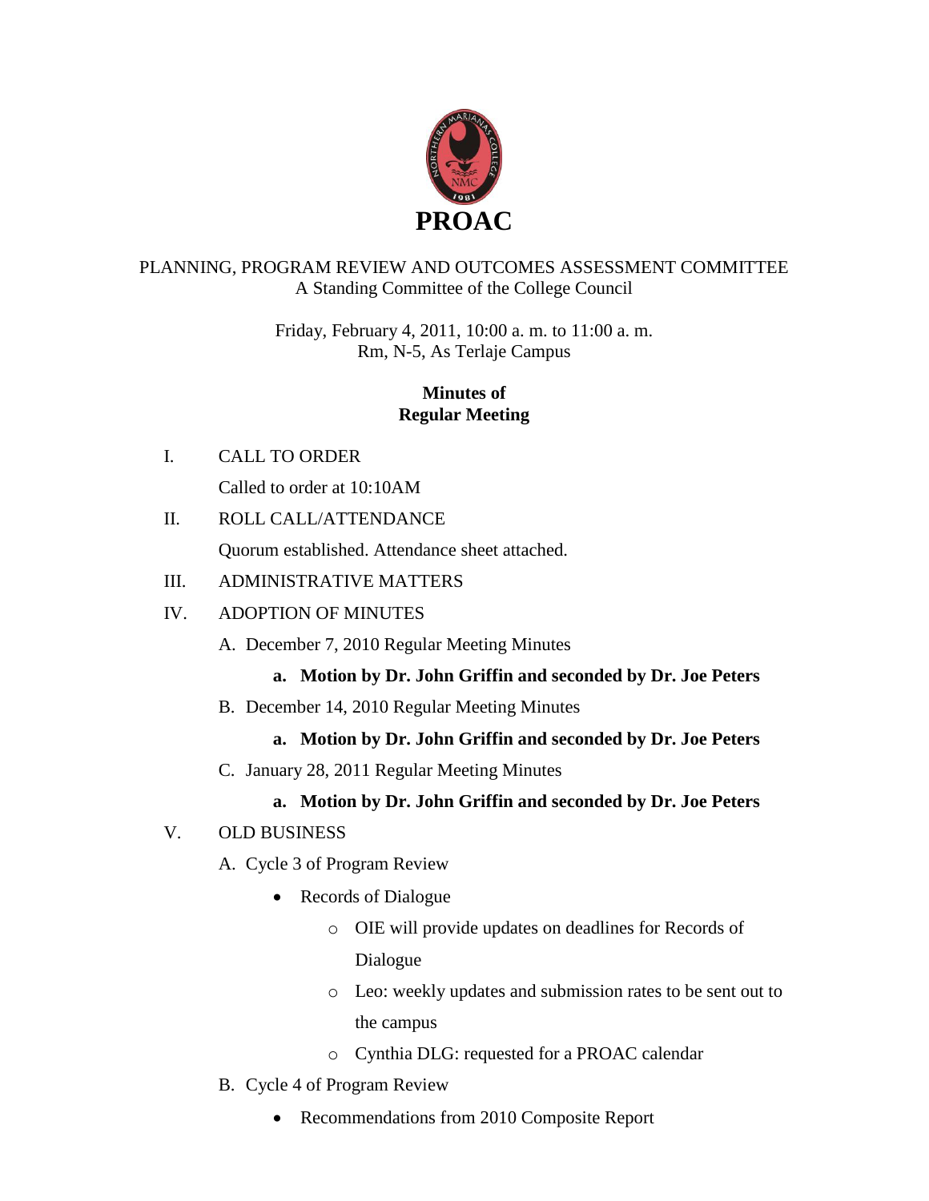# PROAC

PLANNING, PROGRAM REVIEW AND OUTCOMES ASSESSMENT COMMITTEE
A Standing Committee of the College Council

Friday, February 4, 2011, 10:00 a. m. to 11:00 a. m.
Rm, N-5, As Terlaje Campus

**Minutes of**
**Regular Meeting**

I. CALL TO ORDER

Called to order at 10:10AM

II. ROLL CALL/ATTENDANCE

Quorum established. Attendance sheet attached.

III. ADMINISTRATIVE MATTERS

IV. ADOPTION OF MINUTES

A. December 7, 2010 Regular Meeting Minutes

**a. Motion by Dr. John Griffin and seconded by Dr. Joe Peters**

B. December 14, 2010 Regular Meeting Minutes

**a. Motion by Dr. John Griffin and seconded by Dr. Joe Peters**

C. January 28, 2011 Regular Meeting Minutes

**a. Motion by Dr. John Griffin and seconded by Dr. Joe Peters**

V. OLD BUSINESS

A. Cycle 3 of Program Review

- Records of Dialogue
  - OIE will provide updates on deadlines for Records of Dialogue
  - Leo: weekly updates and submission rates to be sent out to the campus
  - Cynthia DLG: requested for a PROAC calendar

B. Cycle 4 of Program Review

- Recommendations from 2010 Composite Report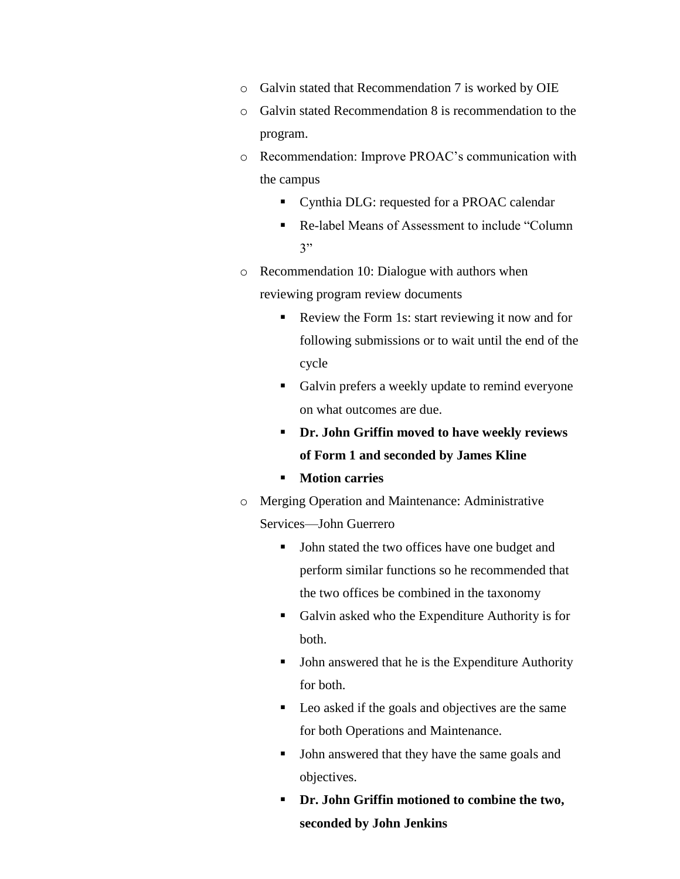- Galvin stated that Recommendation 7 is worked by OIE
- Galvin stated Recommendation 8 is recommendation to the program.
- Recommendation: Improve PROAC's communication with the campus
  - Cynthia DLG: requested for a PROAC calendar
  - Re-label Means of Assessment to include "Column 3"
- Recommendation 10: Dialogue with authors when reviewing program review documents
  - Review the Form 1s: start reviewing it now and for following submissions or to wait until the end of the cycle
  - Galvin prefers a weekly update to remind everyone on what outcomes are due.
  - **Dr. John Griffin moved to have weekly reviews of Form 1 and seconded by James Kline**
  - **Motion carries**
- Merging Operation and Maintenance: Administrative Services—John Guerrero
  - John stated the two offices have one budget and perform similar functions so he recommended that the two offices be combined in the taxonomy
  - Galvin asked who the Expenditure Authority is for both.
  - John answered that he is the Expenditure Authority for both.
  - Leo asked if the goals and objectives are the same for both Operations and Maintenance.
  - John answered that they have the same goals and objectives.
  - **Dr. John Griffin motioned to combine the two, seconded by John Jenkins**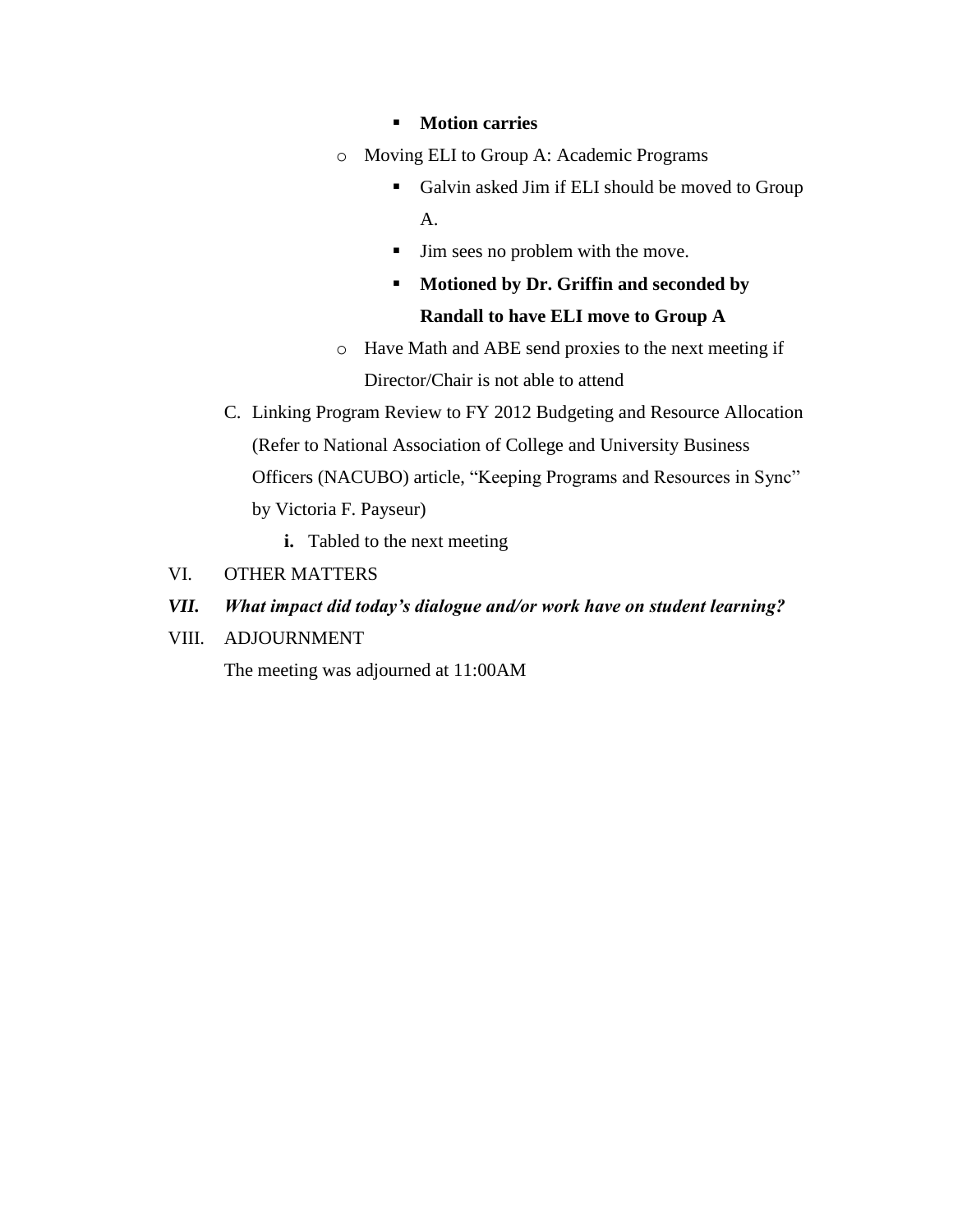- **Motion carries**
    - Moving ELI to Group A: Academic Programs
        - Galvin asked Jim if ELI should be moved to Group A.
        - Jim sees no problem with the move.
        - **Motioned by Dr. Griffin and seconded by Randall to have ELI move to Group A**
    - Have Math and ABE send proxies to the next meeting if Director/Chair is not able to attend

C. Linking Program Review to FY 2012 Budgeting and Resource Allocation (Refer to National Association of College and University Business Officers (NACUBO) article, "Keeping Programs and Resources in Sync" by Victoria F. Payseur)

   **i.** Tabled to the next meeting

VI. OTHER MATTERS

***VII. What impact did today's dialogue and/or work have on student learning?***

VIII. ADJOURNMENT

The meeting was adjourned at 11:00AM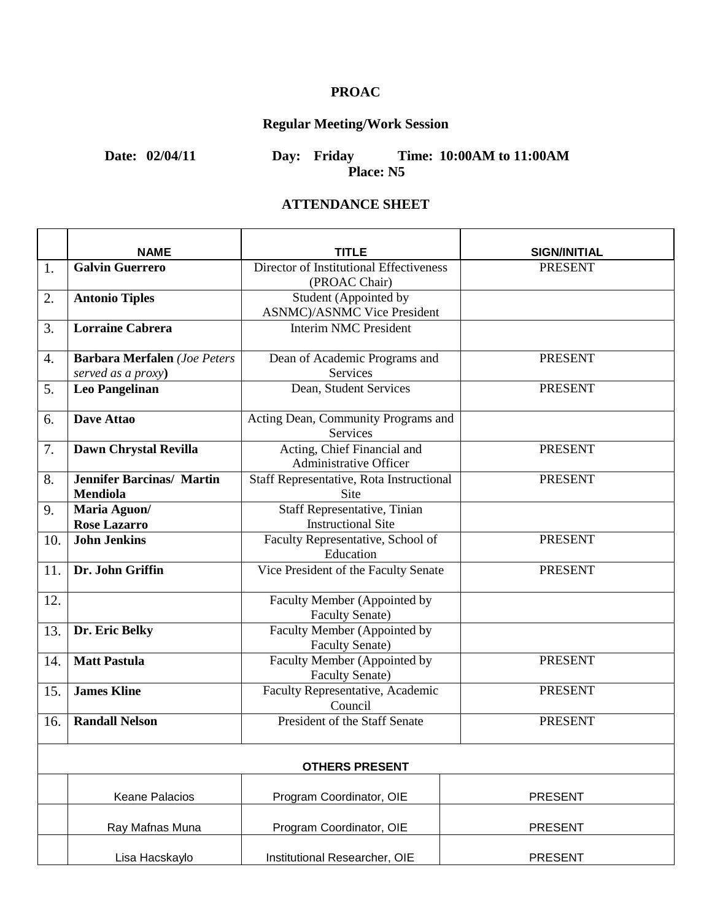**PROAC**

**Regular Meeting/Work Session**

**Date: 02/04/11 Day: Friday Time: 10:00AM to 11:00AM**
**Place: N5**

**ATTENDANCE SHEET**

| | NAME | TITLE | SIGN/INITIAL |
|---|---|---|---|
| 1. | **Galvin Guerrero** | Director of Institutional Effectiveness (PROAC Chair) | PRESENT |
| 2. | **Antonio Tiples** | Student (Appointed by ASNMC)/ASNMC Vice President | |
| 3. | **Lorraine Cabrera** | Interim NMC President | |
| 4. | **Barbara Merfalen** *(Joe Peters served as a proxy)* | Dean of Academic Programs and Services | PRESENT |
| 5. | **Leo Pangelinan** | Dean, Student Services | PRESENT |
| 6. | **Dave Attao** | Acting Dean, Community Programs and Services | |
| 7. | **Dawn Chrystal Revilla** | Acting, Chief Financial and Administrative Officer | PRESENT |
| 8. | **Jennifer Barcinas/ Martin Mendiola** | Staff Representative, Rota Instructional Site | PRESENT |
| 9. | **Maria Aguon/ Rose Lazarro** | Staff Representative, Tinian Instructional Site | |
| 10. | **John Jenkins** | Faculty Representative, School of Education | PRESENT |
| 11. | **Dr. John Griffin** | Vice President of the Faculty Senate | PRESENT |
| 12. | | Faculty Member (Appointed by Faculty Senate) | |
| 13. | **Dr. Eric Belky** | Faculty Member (Appointed by Faculty Senate) | |
| 14. | **Matt Pastula** | Faculty Member (Appointed by Faculty Senate) | PRESENT |
| 15. | **James Kline** | Faculty Representative, Academic Council | PRESENT |
| 16. | **Randall Nelson** | President of the Staff Senate | PRESENT |
| | **OTHERS PRESENT** | | |
| | Keane Palacios | Program Coordinator, OIE | PRESENT |
| | Ray Mafnas Muna | Program Coordinator, OIE | PRESENT |
| | Lisa Hacskaylo | Institutional Researcher, OIE | PRESENT |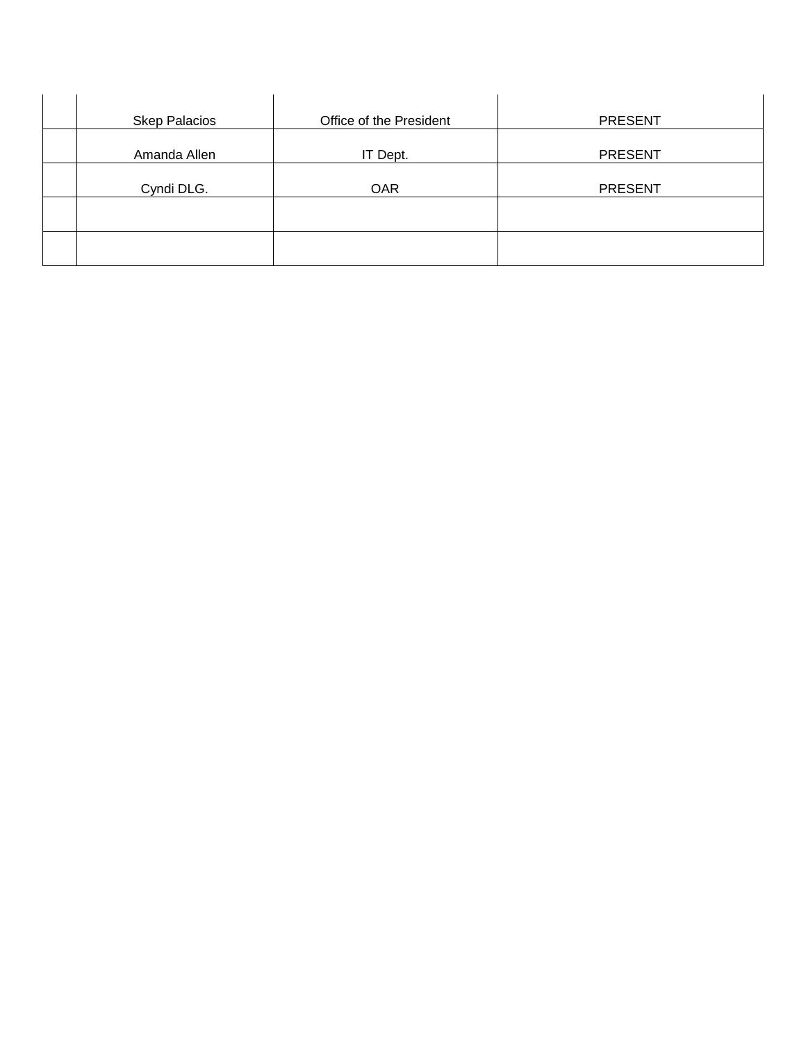| | | | |
|---|---|---|---|
| | Skep Palacios | Office of the President | PRESENT |
| | Amanda Allen | IT Dept. | PRESENT |
| | Cyndi DLG. | OAR | PRESENT |
| | | | |
| | | | |